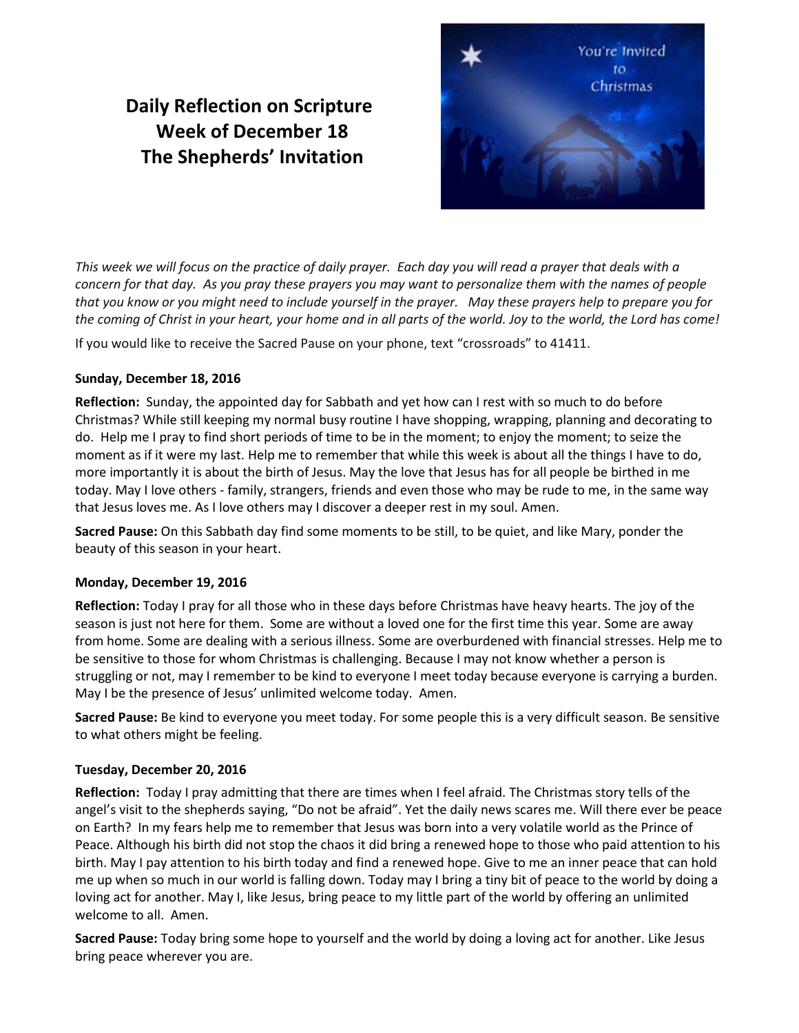# Daily Reflection on Scripture
## Week of December 18
## The Shepherds' Invitation

*This week we will focus on the practice of daily prayer. Each day you will read a prayer that deals with a concern for that day. As you pray these prayers you may want to personalize them with the names of people that you know or you might need to include yourself in the prayer. May these prayers help to prepare you for the coming of Christ in your heart, your home and in all parts of the world. Joy to the world, the Lord has come!*

If you would like to receive the Sacred Pause on your phone, text "crossroads" to 41411.

**Sunday, December 18, 2016**

**Reflection:** Sunday, the appointed day for Sabbath and yet how can I rest with so much to do before Christmas? While still keeping my normal busy routine I have shopping, wrapping, planning and decorating to do. Help me I pray to find short periods of time to be in the moment; to enjoy the moment; to seize the moment as if it were my last. Help me to remember that while this week is about all the things I have to do, more importantly it is about the birth of Jesus. May the love that Jesus has for all people be birthed in me today. May I love others - family, strangers, friends and even those who may be rude to me, in the same way that Jesus loves me. As I love others may I discover a deeper rest in my soul. Amen.

**Sacred Pause:** On this Sabbath day find some moments to be still, to be quiet, and like Mary, ponder the beauty of this season in your heart.

**Monday, December 19, 2016**

**Reflection:** Today I pray for all those who in these days before Christmas have heavy hearts. The joy of the season is just not here for them. Some are without a loved one for the first time this year. Some are away from home. Some are dealing with a serious illness. Some are overburdened with financial stresses. Help me to be sensitive to those for whom Christmas is challenging. Because I may not know whether a person is struggling or not, may I remember to be kind to everyone I meet today because everyone is carrying a burden. May I be the presence of Jesus' unlimited welcome today. Amen.

**Sacred Pause:** Be kind to everyone you meet today. For some people this is a very difficult season. Be sensitive to what others might be feeling.

**Tuesday, December 20, 2016**

**Reflection:** Today I pray admitting that there are times when I feel afraid. The Christmas story tells of the angel's visit to the shepherds saying, "Do not be afraid". Yet the daily news scares me. Will there ever be peace on Earth? In my fears help me to remember that Jesus was born into a very volatile world as the Prince of Peace. Although his birth did not stop the chaos it did bring a renewed hope to those who paid attention to his birth. May I pay attention to his birth today and find a renewed hope. Give to me an inner peace that can hold me up when so much in our world is falling down. Today may I bring a tiny bit of peace to the world by doing a loving act for another. May I, like Jesus, bring peace to my little part of the world by offering an unlimited welcome to all. Amen.

**Sacred Pause:** Today bring some hope to yourself and the world by doing a loving act for another. Like Jesus bring peace wherever you are.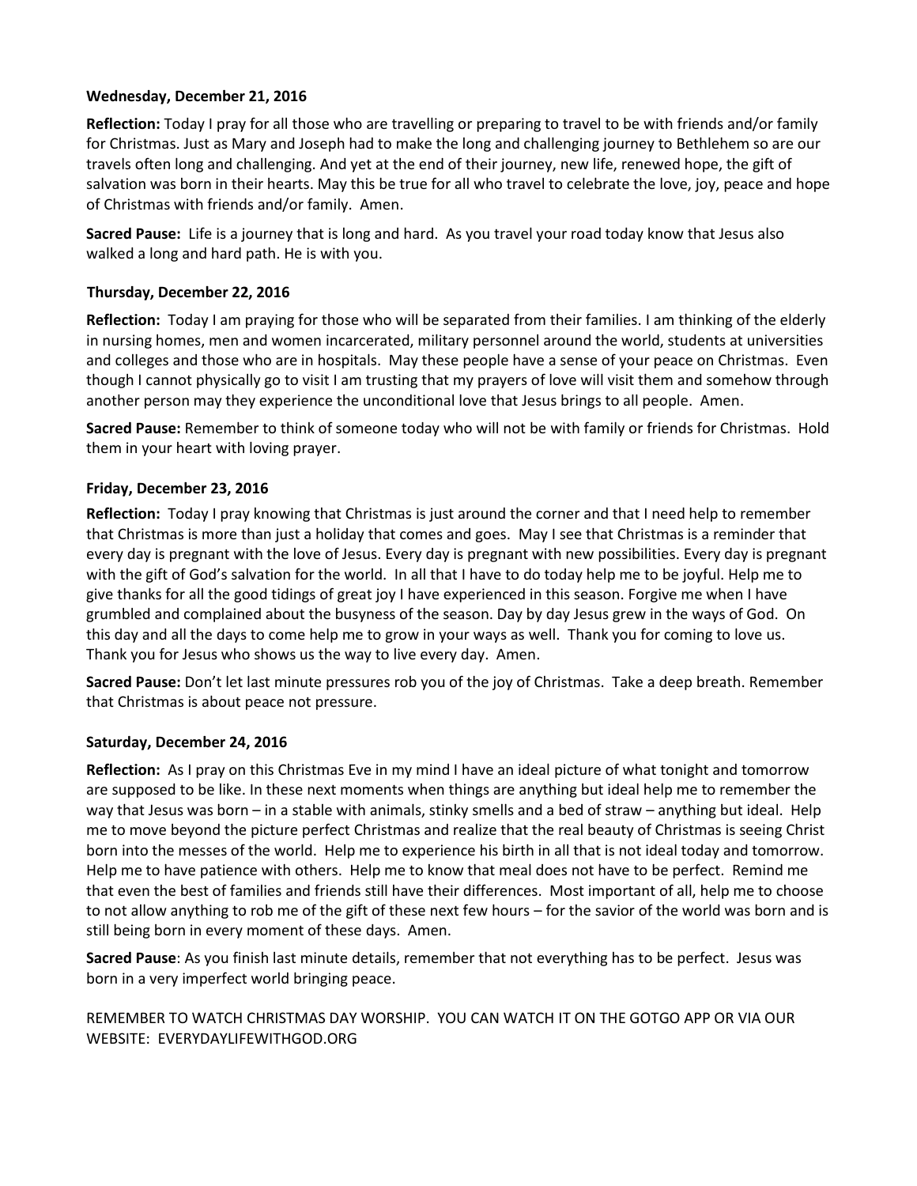**Wednesday, December 21, 2016**

**Reflection:** Today I pray for all those who are travelling or preparing to travel to be with friends and/or family for Christmas. Just as Mary and Joseph had to make the long and challenging journey to Bethlehem so are our travels often long and challenging. And yet at the end of their journey, new life, renewed hope, the gift of salvation was born in their hearts. May this be true for all who travel to celebrate the love, joy, peace and hope of Christmas with friends and/or family. Amen.

**Sacred Pause:** Life is a journey that is long and hard. As you travel your road today know that Jesus also walked a long and hard path. He is with you.

**Thursday, December 22, 2016**

**Reflection:** Today I am praying for those who will be separated from their families. I am thinking of the elderly in nursing homes, men and women incarcerated, military personnel around the world, students at universities and colleges and those who are in hospitals. May these people have a sense of your peace on Christmas. Even though I cannot physically go to visit I am trusting that my prayers of love will visit them and somehow through another person may they experience the unconditional love that Jesus brings to all people. Amen.

**Sacred Pause:** Remember to think of someone today who will not be with family or friends for Christmas. Hold them in your heart with loving prayer.

**Friday, December 23, 2016**

**Reflection:** Today I pray knowing that Christmas is just around the corner and that I need help to remember that Christmas is more than just a holiday that comes and goes. May I see that Christmas is a reminder that every day is pregnant with the love of Jesus. Every day is pregnant with new possibilities. Every day is pregnant with the gift of God's salvation for the world. In all that I have to do today help me to be joyful. Help me to give thanks for all the good tidings of great joy I have experienced in this season. Forgive me when I have grumbled and complained about the busyness of the season. Day by day Jesus grew in the ways of God. On this day and all the days to come help me to grow in your ways as well. Thank you for coming to love us. Thank you for Jesus who shows us the way to live every day. Amen.

**Sacred Pause:** Don't let last minute pressures rob you of the joy of Christmas. Take a deep breath. Remember that Christmas is about peace not pressure.

**Saturday, December 24, 2016**

**Reflection:** As I pray on this Christmas Eve in my mind I have an ideal picture of what tonight and tomorrow are supposed to be like. In these next moments when things are anything but ideal help me to remember the way that Jesus was born – in a stable with animals, stinky smells and a bed of straw – anything but ideal. Help me to move beyond the picture perfect Christmas and realize that the real beauty of Christmas is seeing Christ born into the messes of the world. Help me to experience his birth in all that is not ideal today and tomorrow. Help me to have patience with others. Help me to know that meal does not have to be perfect. Remind me that even the best of families and friends still have their differences. Most important of all, help me to choose to not allow anything to rob me of the gift of these next few hours – for the savior of the world was born and is still being born in every moment of these days. Amen.

**Sacred Pause**: As you finish last minute details, remember that not everything has to be perfect. Jesus was born in a very imperfect world bringing peace.

REMEMBER TO WATCH CHRISTMAS DAY WORSHIP. YOU CAN WATCH IT ON THE GOTGO APP OR VIA OUR WEBSITE: EVERYDAYLIFEWITHGOD.ORG